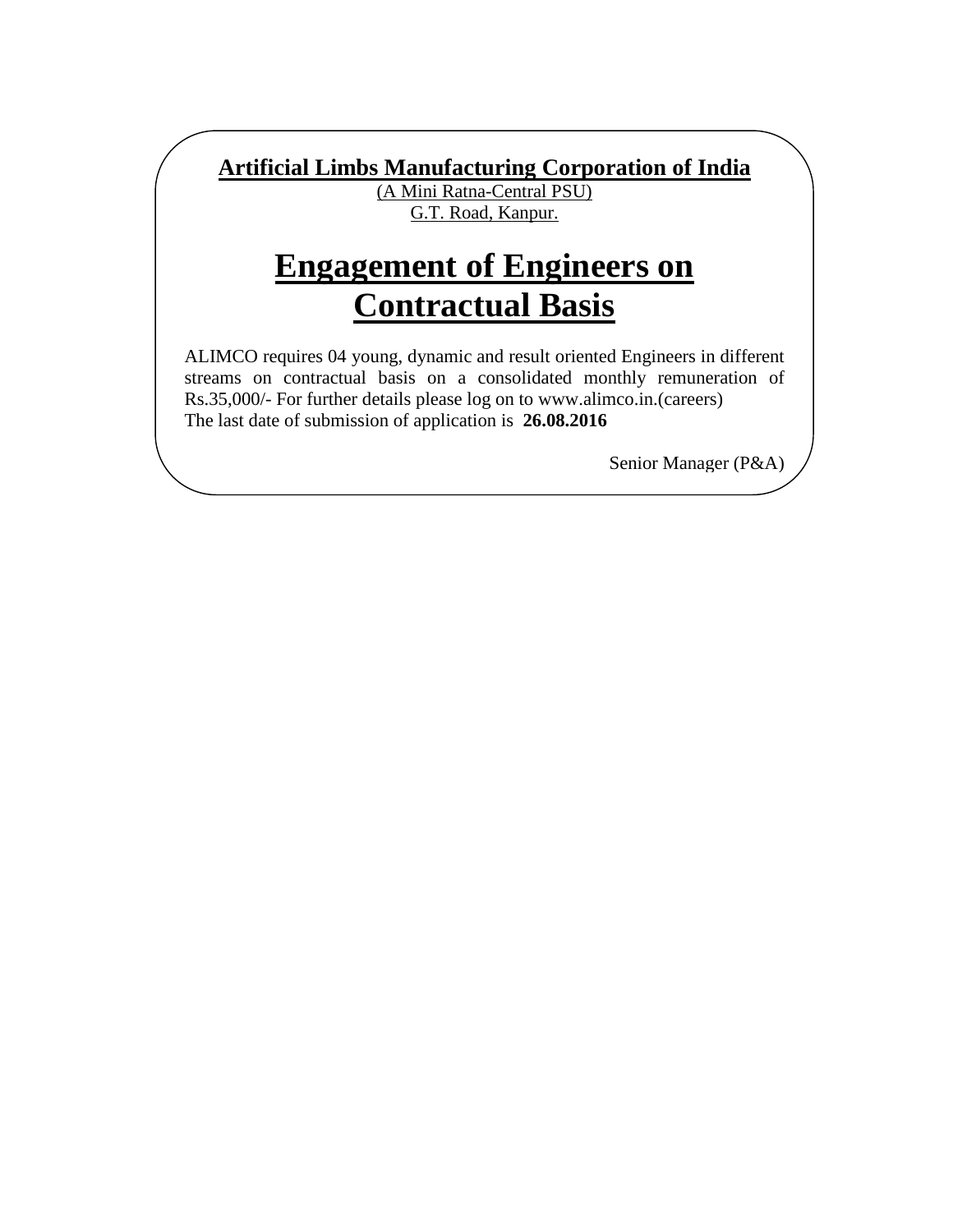**Artificial Limbs Manufacturing Corporation of India**

(A Mini Ratna-Central PSU)

G.T. Road, Kanpur.

# Engagement of Engineers on Contractual Basis

ALIMCO requires 04 young, dynamic and result oriented Engineers in different streams on contractual basis on a consolidated monthly remuneration of Rs.35,000/- For further details please log on to www.alimco.in.(careers)

The last date of submission of application is **26.08.2016**

Senior Manager (P&A)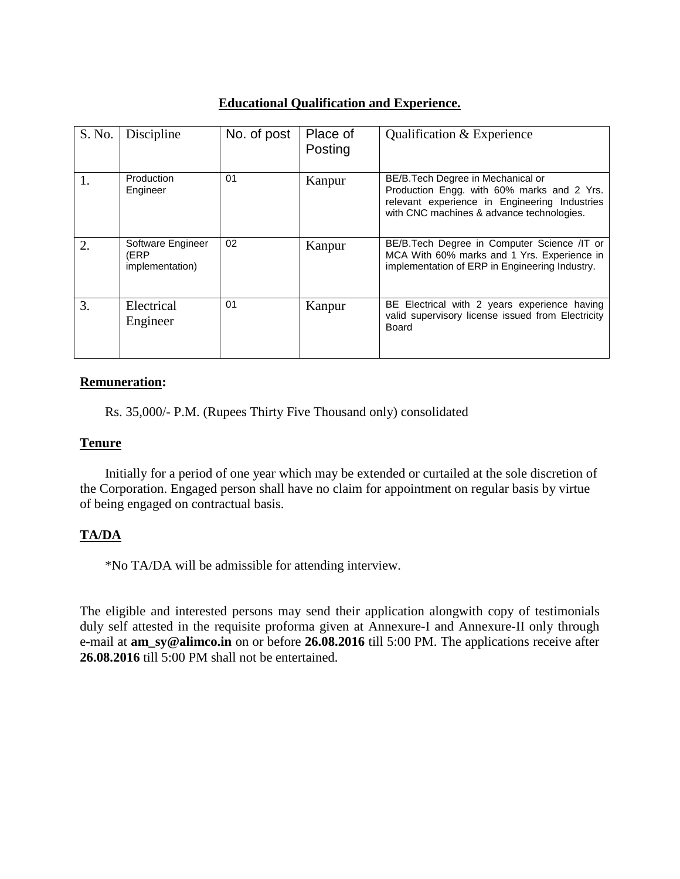## Educational Qualification and Experience.

| S. No. | Discipline | No. of post | Place of Posting | Qualification & Experience |
|---|---|---|---|---|
| 1. | Production Engineer | 01 | Kanpur | BE/B.Tech Degree in Mechanical or Production Engg. with 60% marks and 2 Yrs. relevant experience in Engineering Industries with CNC machines & advance technologies. |
| 2. | Software Engineer (ERP implementation) | 02 | Kanpur | BE/B.Tech Degree in Computer Science /IT or MCA With 60% marks and 1 Yrs. Experience in implementation of ERP in Engineering Industry. |
| 3. | Electrical Engineer | 01 | Kanpur | BE Electrical with 2 years experience having valid supervisory license issued from Electricity Board |

**Remuneration:**

Rs. 35,000/- P.M. (Rupees Thirty Five Thousand only) consolidated

**Tenure**

Initially for a period of one year which may be extended or curtailed at the sole discretion of the Corporation. Engaged person shall have no claim for appointment on regular basis by virtue of being engaged on contractual basis.

**TA/DA**

*No TA/DA will be admissible for attending interview.

The eligible and interested persons may send their application alongwith copy of testimonials duly self attested in the requisite proforma given at Annexure-I and Annexure-II only through e-mail at **am_sy@alimco.in** on or before **26.08.2016** till 5:00 PM. The applications receive after **26.08.2016** till 5:00 PM shall not be entertained.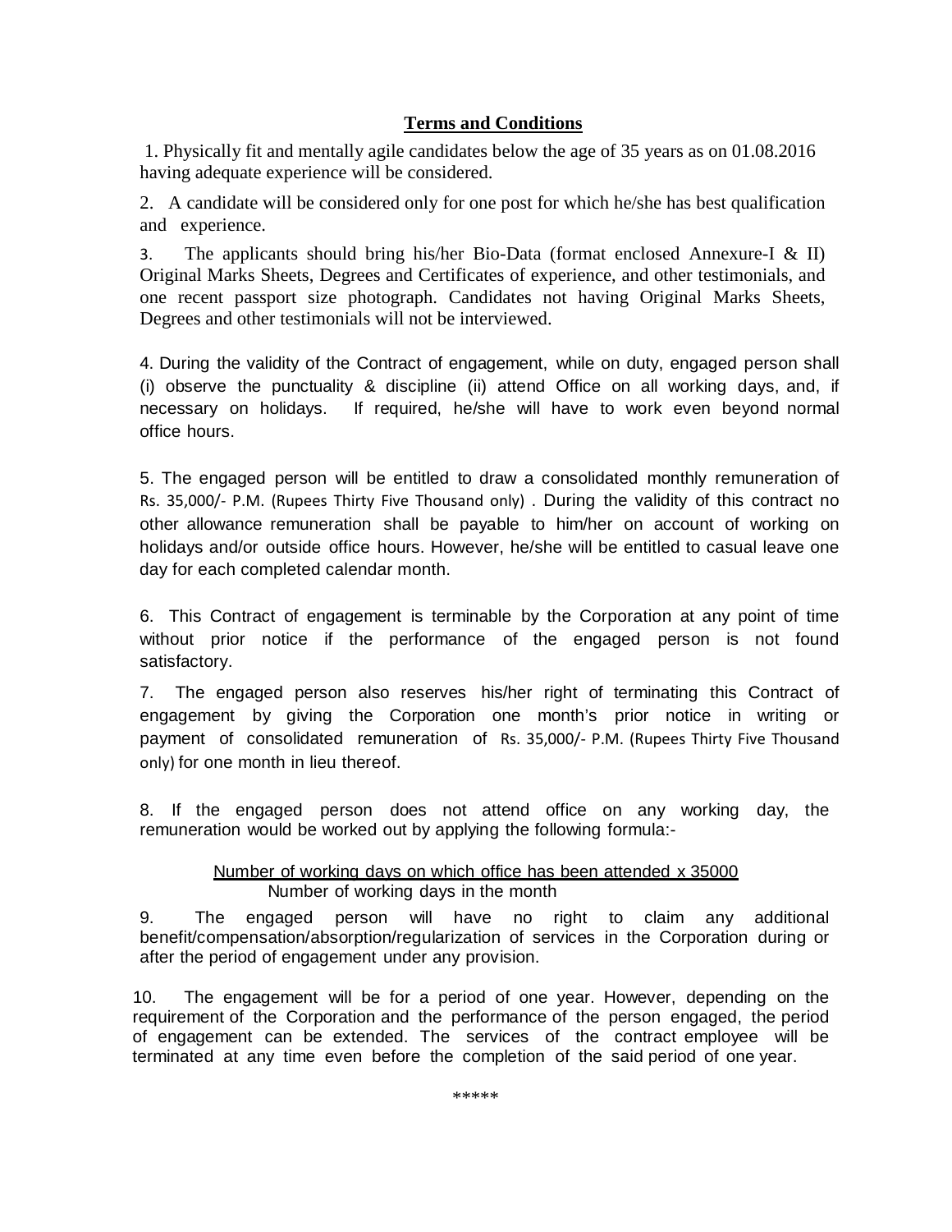## **Terms and Conditions**

1. Physically fit and mentally agile candidates below the age of 35 years as on 01.08.2016 having adequate experience will be considered.

2. A candidate will be considered only for one post for which he/she has best qualification and experience.

3. The applicants should bring his/her Bio-Data (format enclosed Annexure-I & II) Original Marks Sheets, Degrees and Certificates of experience, and other testimonials, and one recent passport size photograph. Candidates not having Original Marks Sheets, Degrees and other testimonials will not be interviewed.

4. During the validity of the Contract of engagement, while on duty, engaged person shall (i) observe the punctuality & discipline (ii) attend Office on all working days, and, if necessary on holidays. If required, he/she will have to work even beyond normal office hours.

5. The engaged person will be entitled to draw a consolidated monthly remuneration of Rs. 35,000/- P.M. (Rupees Thirty Five Thousand only) . During the validity of this contract no other allowance remuneration shall be payable to him/her on account of working on holidays and/or outside office hours. However, he/she will be entitled to casual leave one day for each completed calendar month.

6. This Contract of engagement is terminable by the Corporation at any point of time without prior notice if the performance of the engaged person is not found satisfactory.

7. The engaged person also reserves his/her right of terminating this Contract of engagement by giving the Corporation one month's prior notice in writing or payment of consolidated remuneration of Rs. 35,000/- P.M. (Rupees Thirty Five Thousand only) for one month in lieu thereof.

8. If the engaged person does not attend office on any working day, the remuneration would be worked out by applying the following formula:-

$$\frac{\text{Number of working days on which office has been attended} \times 35000}{\text{Number of working days in the month}}$$

9. The engaged person will have no right to claim any additional benefit/compensation/absorption/regularization of services in the Corporation during or after the period of engagement under any provision.

10. The engagement will be for a period of one year. However, depending on the requirement of the Corporation and the performance of the person engaged, the period of engagement can be extended. The services of the contract employee will be terminated at any time even before the completion of the said period of one year.

*****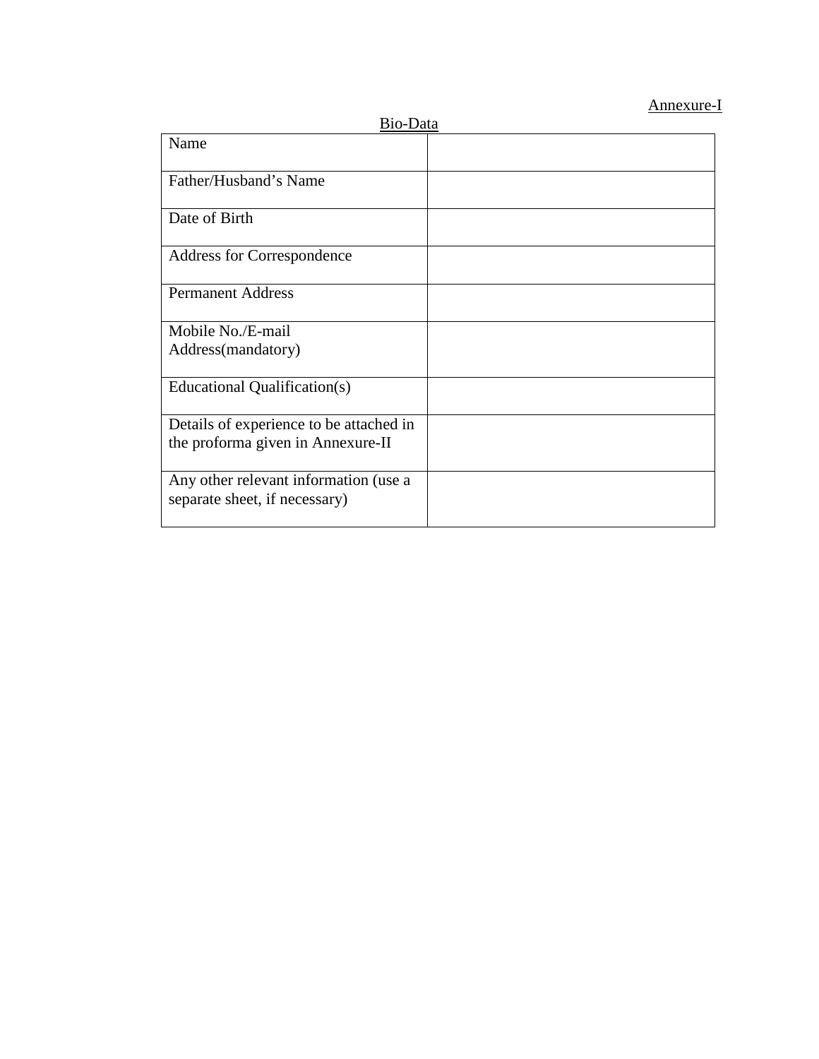Annexure-I

Bio-Data

| | |
|---|---|
| Name | |
| Father/Husband's Name | |
| Date of Birth | |
| Address for Correspondence | |
| Permanent Address | |
| Mobile No./E-mail Address(mandatory) | |
| Educational Qualification(s) | |
| Details of experience to be attached in the proforma given in Annexure-II | |
| Any other relevant information (use a separate sheet, if necessary) | |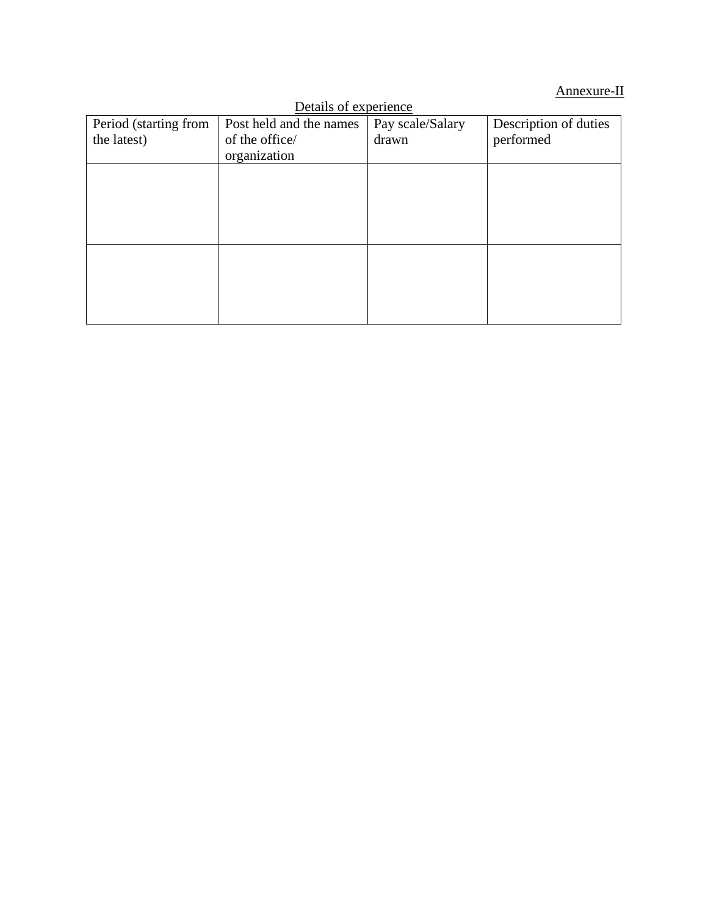Annexure-II

Details of experience

| Period (starting from the latest) | Post held and the names of the office/ organization | Pay scale/Salary drawn | Description of duties performed |
|---|---|---|---|
| | | | |
| | | | |